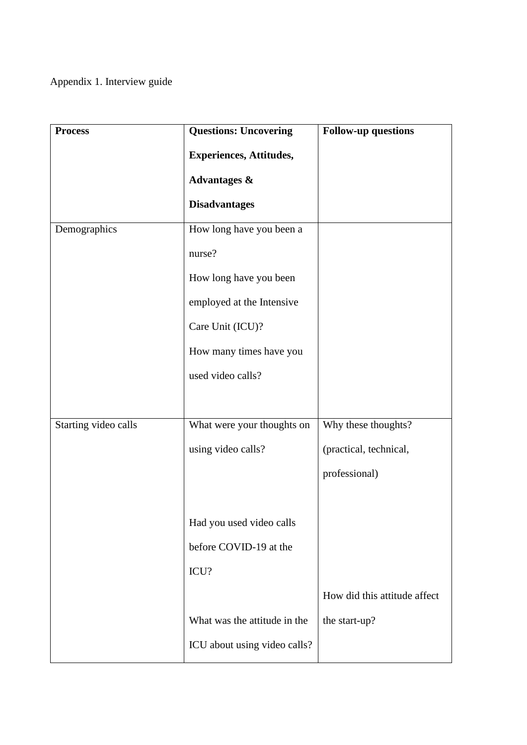Appendix 1. Interview guide

| **Process** | **Questions: Uncovering Experiences, Attitudes, Advantages & Disadvantages** | **Follow-up questions** |
| --- | --- | --- |
| Demographics | How long have you been a nurse?<br>How long have you been employed at the Intensive Care Unit (ICU)?<br>How many times have you used video calls? | |
| Starting video calls | What were your thoughts on using video calls? | Why these thoughts? (practical, technical, professional) |
| | Had you used video calls before COVID-19 at the ICU? | |
| | What was the attitude in the ICU about using video calls? | How did this attitude affect the start-up? |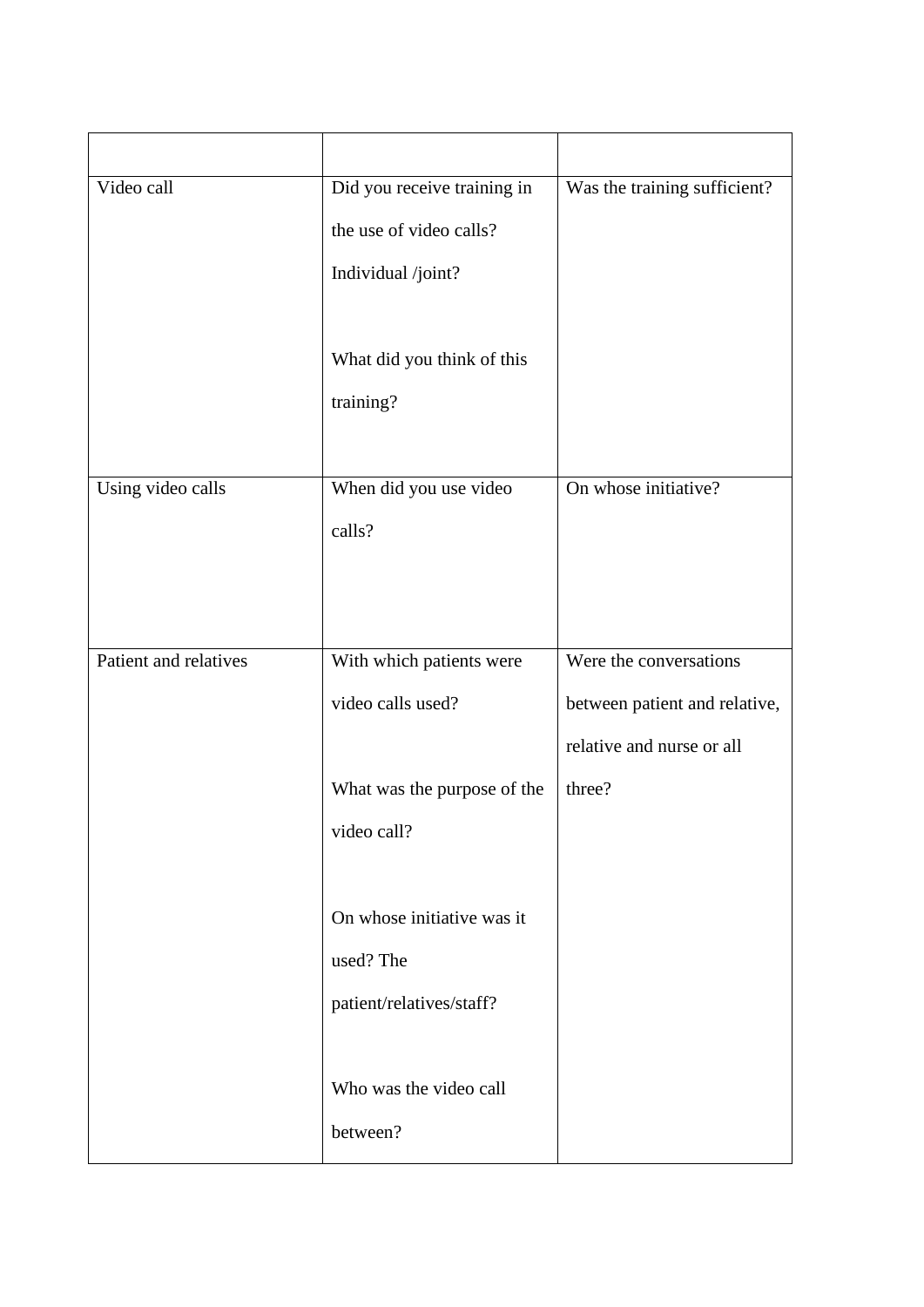| | | |
|---|---|---|
| Video call | Did you receive training in the use of video calls? Individual /joint?<br><br>What did you think of this training? | Was the training sufficient? |
| Using video calls | When did you use video calls? | On whose initiative? |
| Patient and relatives | With which patients were video calls used?<br><br>What was the purpose of the video call?<br><br>On whose initiative was it used? The patient/relatives/staff?<br><br>Who was the video call between? | Were the conversations between patient and relative, relative and nurse or all three? |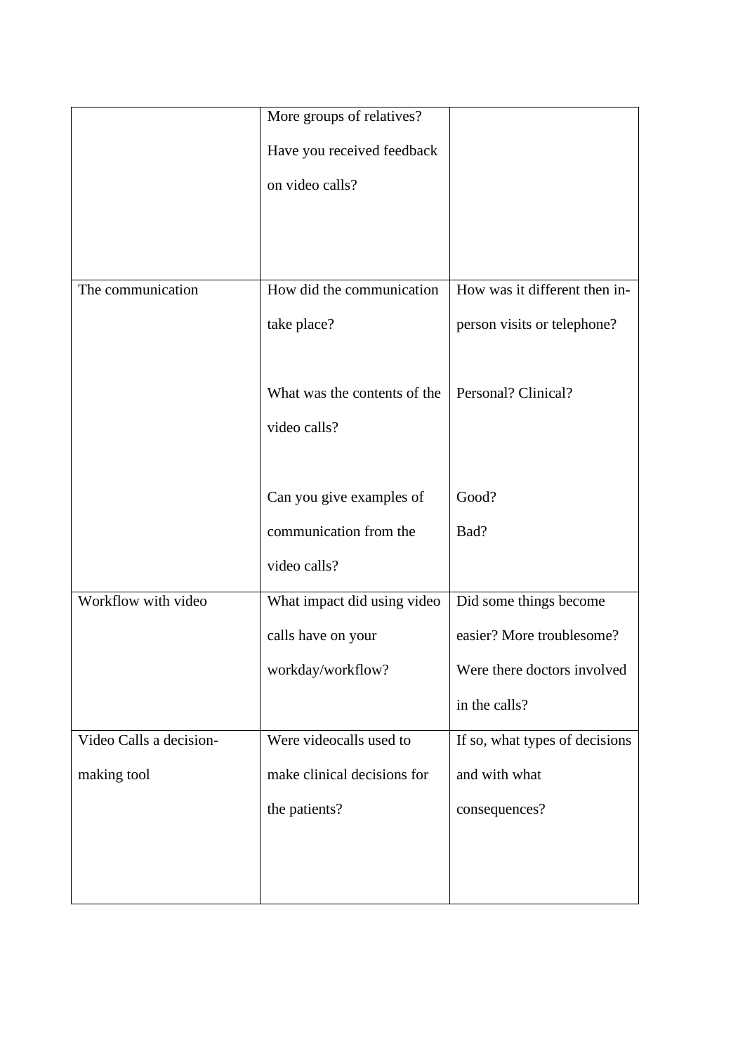|  |  |  |
|---|---|---|
|  | More groups of relatives?<br>Have you received feedback on video calls? |  |
| The communication | How did the communication take place?<br><br>What was the contents of the video calls?<br><br>Can you give examples of communication from the video calls? | How was it different then in-person visits or telephone?<br><br>Personal? Clinical?<br><br>Good?<br>Bad? |
| Workflow with video | What impact did using video calls have on your workday/workflow? | Did some things become easier? More troublesome?<br>Were there doctors involved in the calls? |
| Video Calls a decision-making tool | Were videocalls used to make clinical decisions for the patients? | If so, what types of decisions and with what consequences? |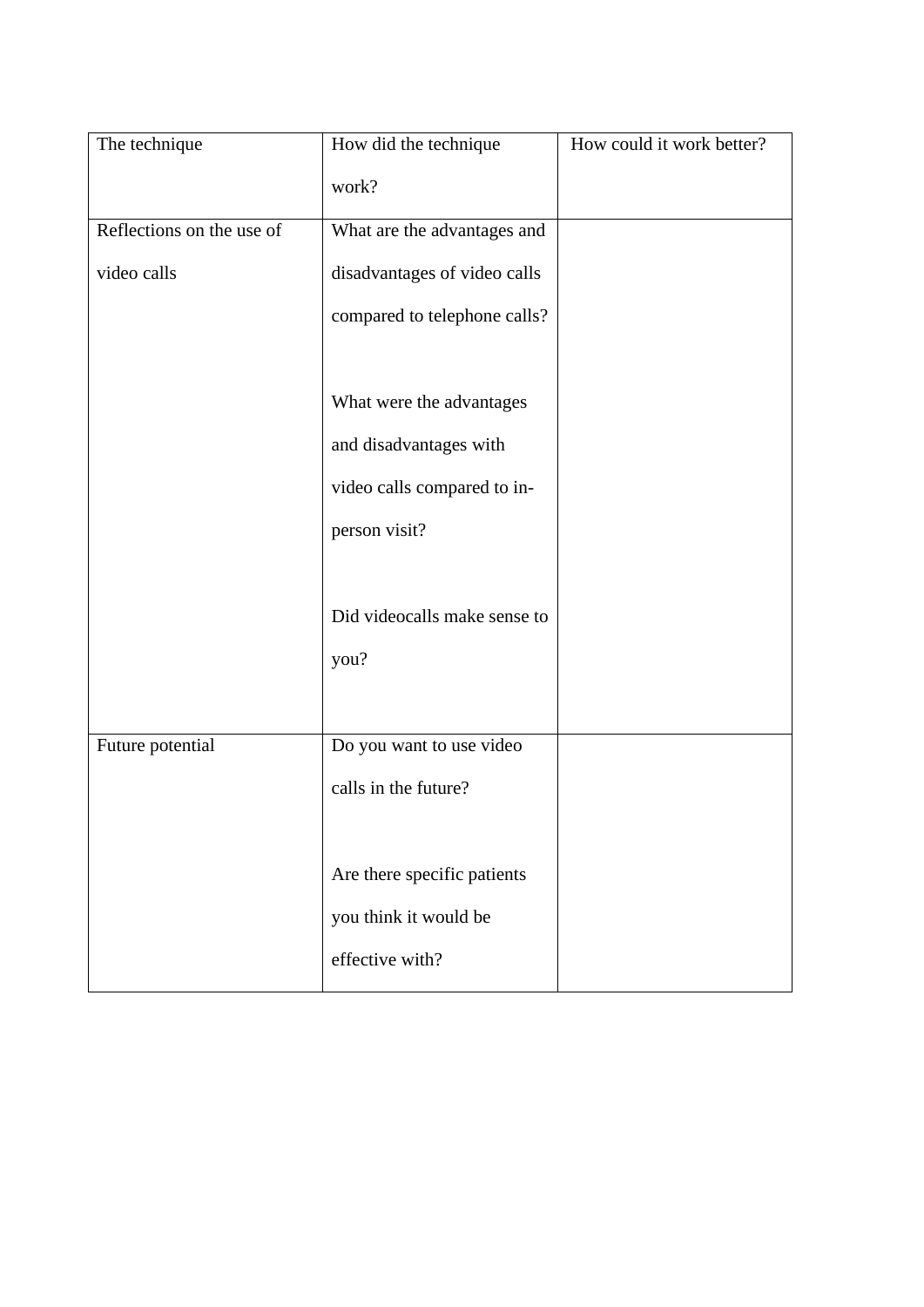| The technique | How did the technique work? | How could it work better? |
| --- | --- | --- |
| Reflections on the use of video calls | What are the advantages and disadvantages of video calls compared to telephone calls?<br><br>What were the advantages and disadvantages with video calls compared to in-person visit?<br><br>Did videocalls make sense to you? | |
| Future potential | Do you want to use video calls in the future?<br><br>Are there specific patients you think it would be effective with? | |